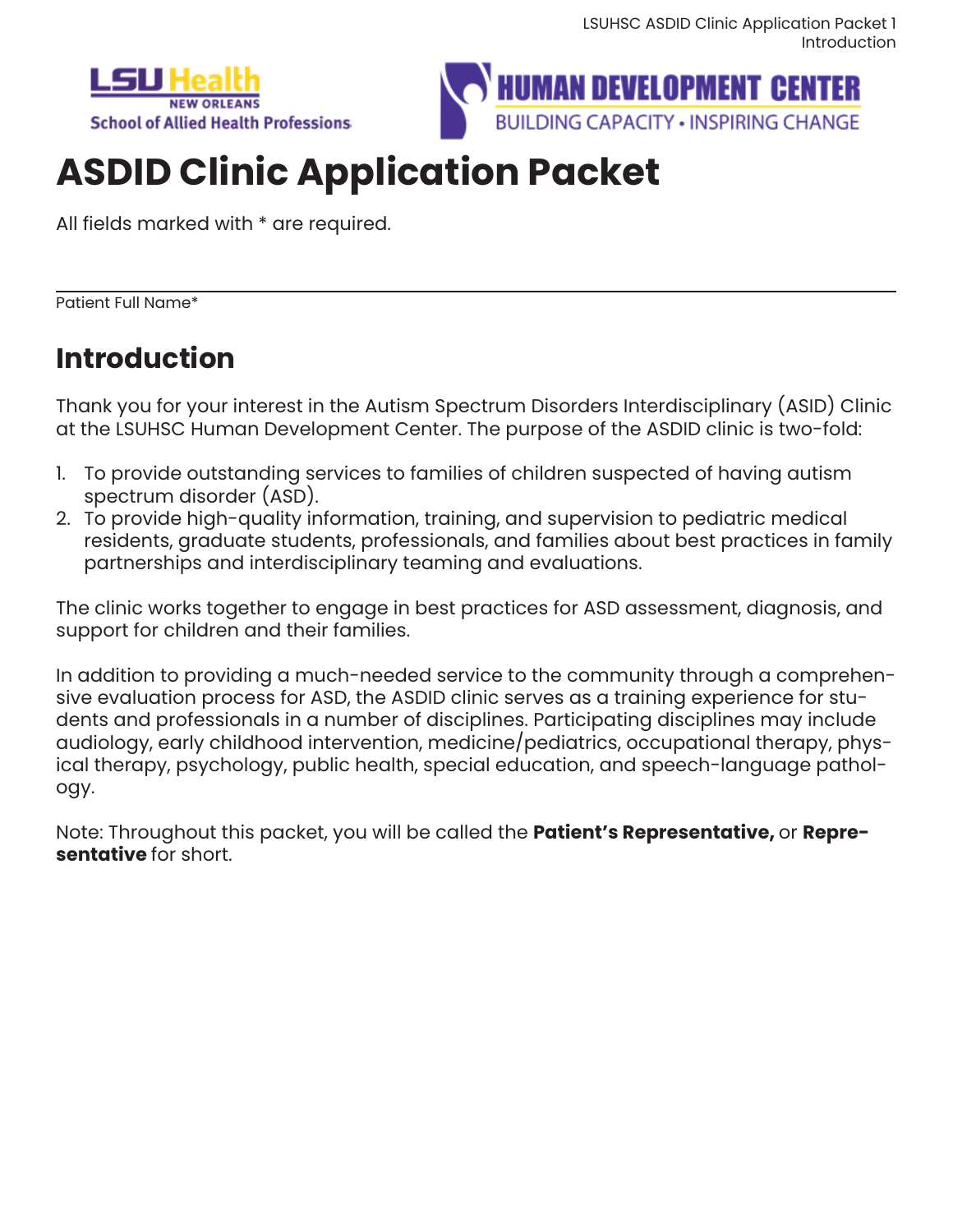# ASDID Clinic Application Packet

All fields marked with * are required.

\_\_\_\_\_\_\_\_\_\_\_\_\_\_\_\_\_\_\_\_\_\_\_\_\_\_\_\_\_\_\_\_\_\_\_\_\_\_\_\_

Patient Full Name*

## Introduction

Thank you for your interest in the Autism Spectrum Disorders Interdisciplinary (ASID) Clinic at the LSUHSC Human Development Center. The purpose of the ASDID clinic is two-fold:

1. To provide outstanding services to families of children suspected of having autism spectrum disorder (ASD).
2. To provide high-quality information, training, and supervision to pediatric medical residents, graduate students, professionals, and families about best practices in family partnerships and interdisciplinary teaming and evaluations.

The clinic works together to engage in best practices for ASD assessment, diagnosis, and support for children and their families.

In addition to providing a much-needed service to the community through a comprehensive evaluation process for ASD, the ASDID clinic serves as a training experience for students and professionals in a number of disciplines. Participating disciplines may include audiology, early childhood intervention, medicine/pediatrics, occupational therapy, physical therapy, psychology, public health, special education, and speech-language pathology.

Note: Throughout this packet, you will be called the **Patient's Representative,** or **Representative** for short.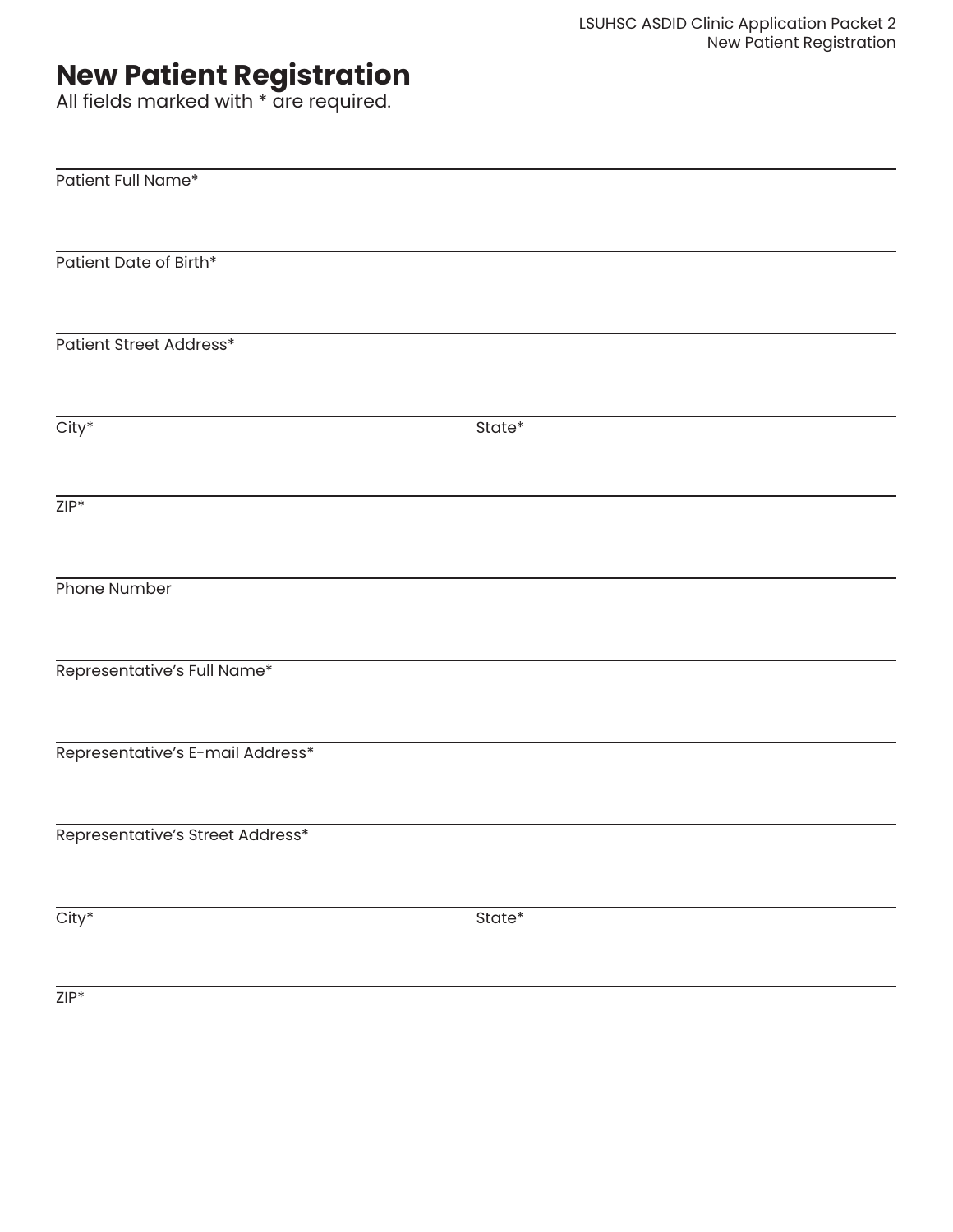# New Patient Registration

All fields marked with * are required.

Patient Full Name*

Patient Date of Birth*

Patient Street Address*

City* | State*

ZIP*

Phone Number

Representative's Full Name*

Representative's E-mail Address*

Representative's Street Address*

City* | State*

ZIP*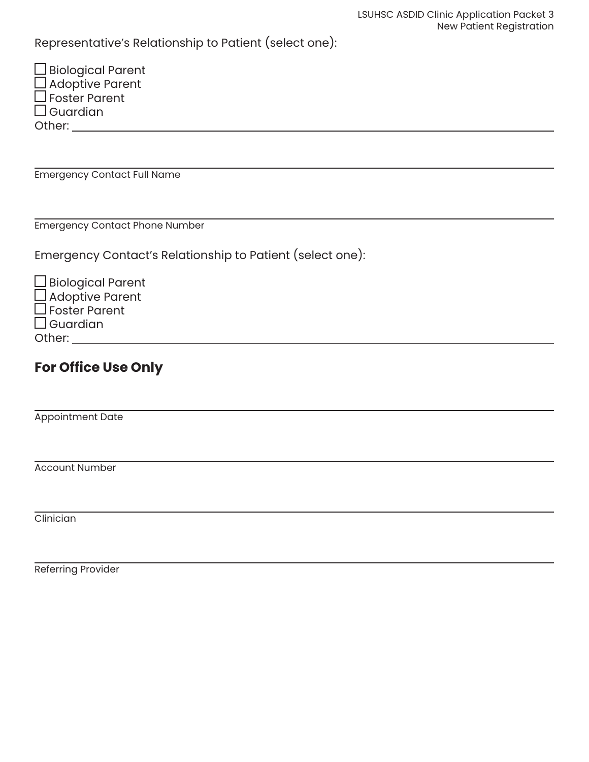Representative's Relationship to Patient (select one):

☐ Biological Parent
☐ Adoptive Parent
☐ Foster Parent
☐ Guardian
Other: ____________________

____________________
Emergency Contact Full Name

____________________
Emergency Contact Phone Number

Emergency Contact's Relationship to Patient (select one):

☐ Biological Parent
☐ Adoptive Parent
☐ Foster Parent
☐ Guardian
Other: ____________________

## For Office Use Only

____________________
Appointment Date

____________________
Account Number

____________________
Clinician

____________________
Referring Provider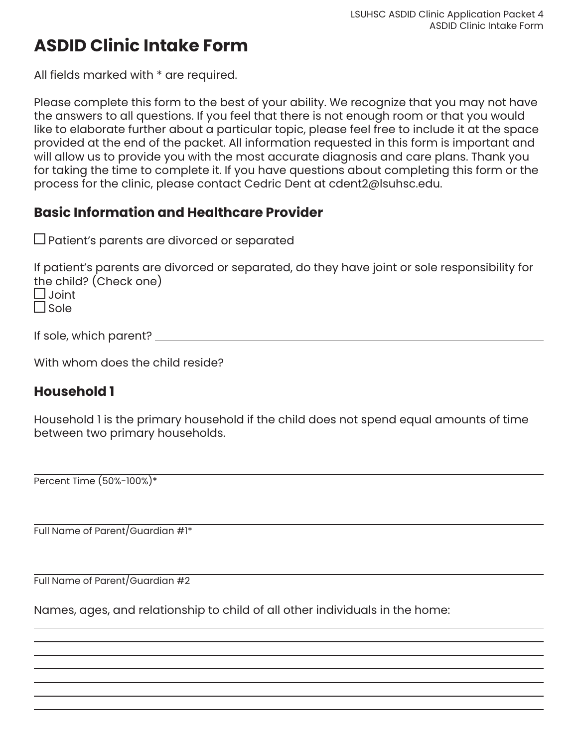# ASDID Clinic Intake Form

All fields marked with * are required.

Please complete this form to the best of your ability. We recognize that you may not have the answers to all questions. If you feel that there is not enough room or that you would like to elaborate further about a particular topic, please feel free to include it at the space provided at the end of the packet. All information requested in this form is important and will allow us to provide you with the most accurate diagnosis and care plans. Thank you for taking the time to complete it. If you have questions about completing this form or the process for the clinic, please contact Cedric Dent at cdent2@lsuhsc.edu.

## Basic Information and Healthcare Provider

☐ Patient's parents are divorced or separated

If patient's parents are divorced or separated, do they have joint or sole responsibility for the child? (Check one)

☐ Joint

☐ Sole

If sole, which parent? ______________________________

With whom does the child reside?

## Household 1

Household 1 is the primary household if the child does not spend equal amounts of time between two primary households.

______________________________
Percent Time (50%-100%)*

______________________________
Full Name of Parent/Guardian #1*

______________________________
Full Name of Parent/Guardian #2

Names, ages, and relationship to child of all other individuals in the home:

______________________________

______________________________

______________________________

______________________________

______________________________

______________________________

______________________________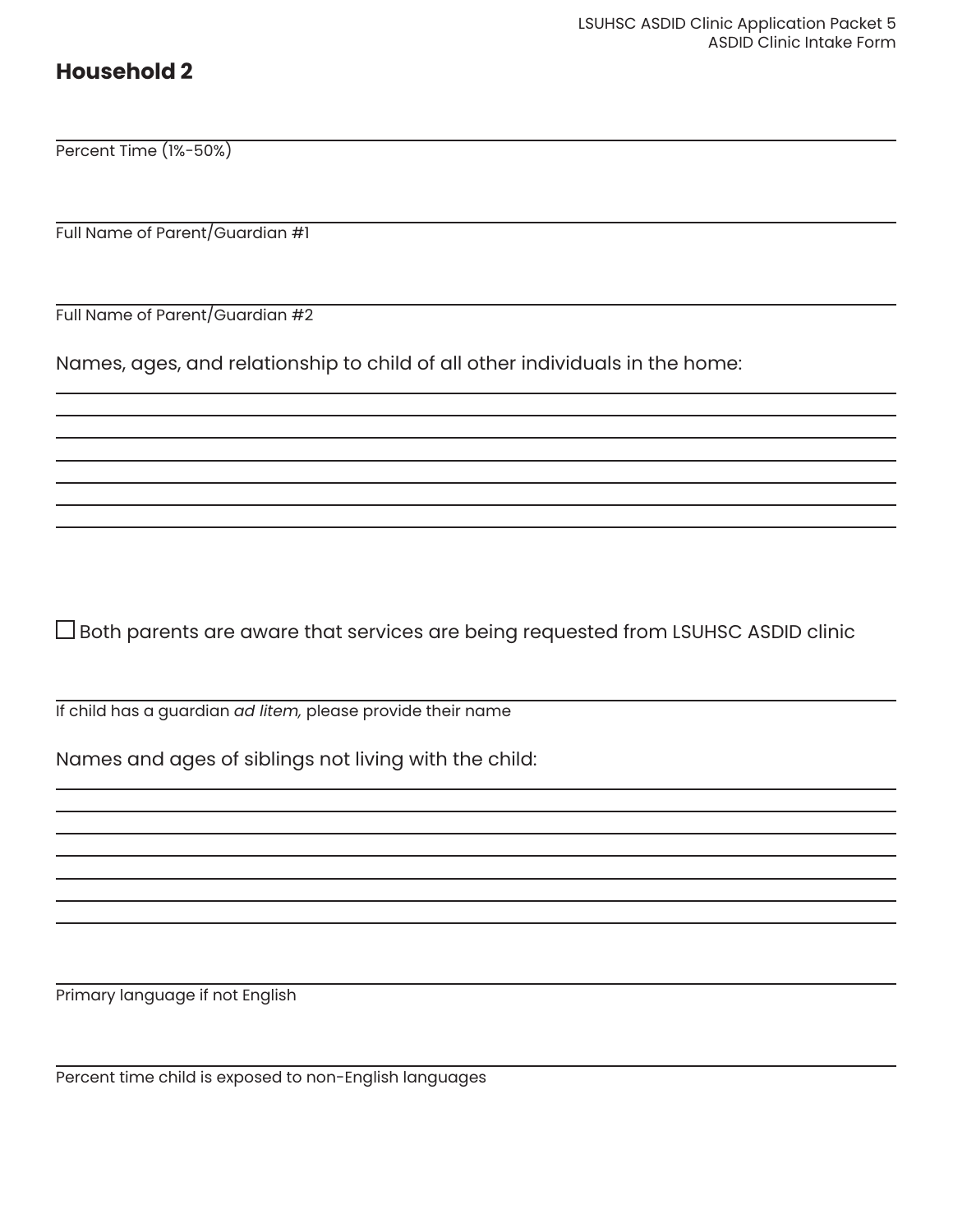## Household 2

_______________________________________________
Percent Time (1%-50%)

_______________________________________________
Full Name of Parent/Guardian #1

_______________________________________________
Full Name of Parent/Guardian #2

Names, ages, and relationship to child of all other individuals in the home:

_______________________________________________
_______________________________________________
_______________________________________________
_______________________________________________
_______________________________________________
_______________________________________________
_______________________________________________

☐ Both parents are aware that services are being requested from LSUHSC ASDID clinic

_______________________________________________
If child has a guardian *ad litem,* please provide their name

Names and ages of siblings not living with the child:

_______________________________________________
_______________________________________________
_______________________________________________
_______________________________________________
_______________________________________________
_______________________________________________
_______________________________________________

_______________________________________________
Primary language if not English

_______________________________________________
Percent time child is exposed to non-English languages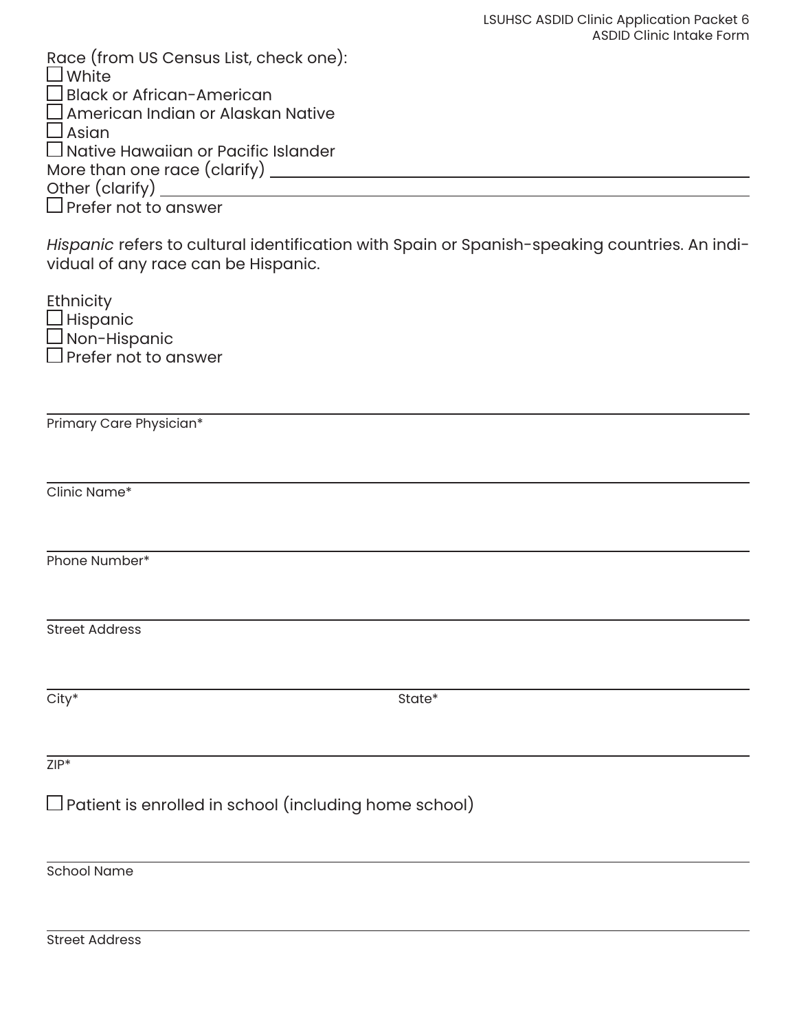Race (from US Census List, check one):

- ☐ White
- ☐ Black or African-American
- ☐ American Indian or Alaskan Native
- ☐ Asian
- ☐ Native Hawaiian or Pacific Islander

More than one race (clarify) ____________________

Other (clarify) ____________________

- ☐ Prefer not to answer

*Hispanic* refers to cultural identification with Spain or Spanish-speaking countries. An individual of any race can be Hispanic.

Ethnicity

- ☐ Hispanic
- ☐ Non-Hispanic
- ☐ Prefer not to answer

____________________
Primary Care Physician*

____________________
Clinic Name*

____________________
Phone Number*

____________________
Street Address

____________________ ____________________
City* State*

____________________
ZIP*

☐ Patient is enrolled in school (including home school)

____________________
School Name

____________________
Street Address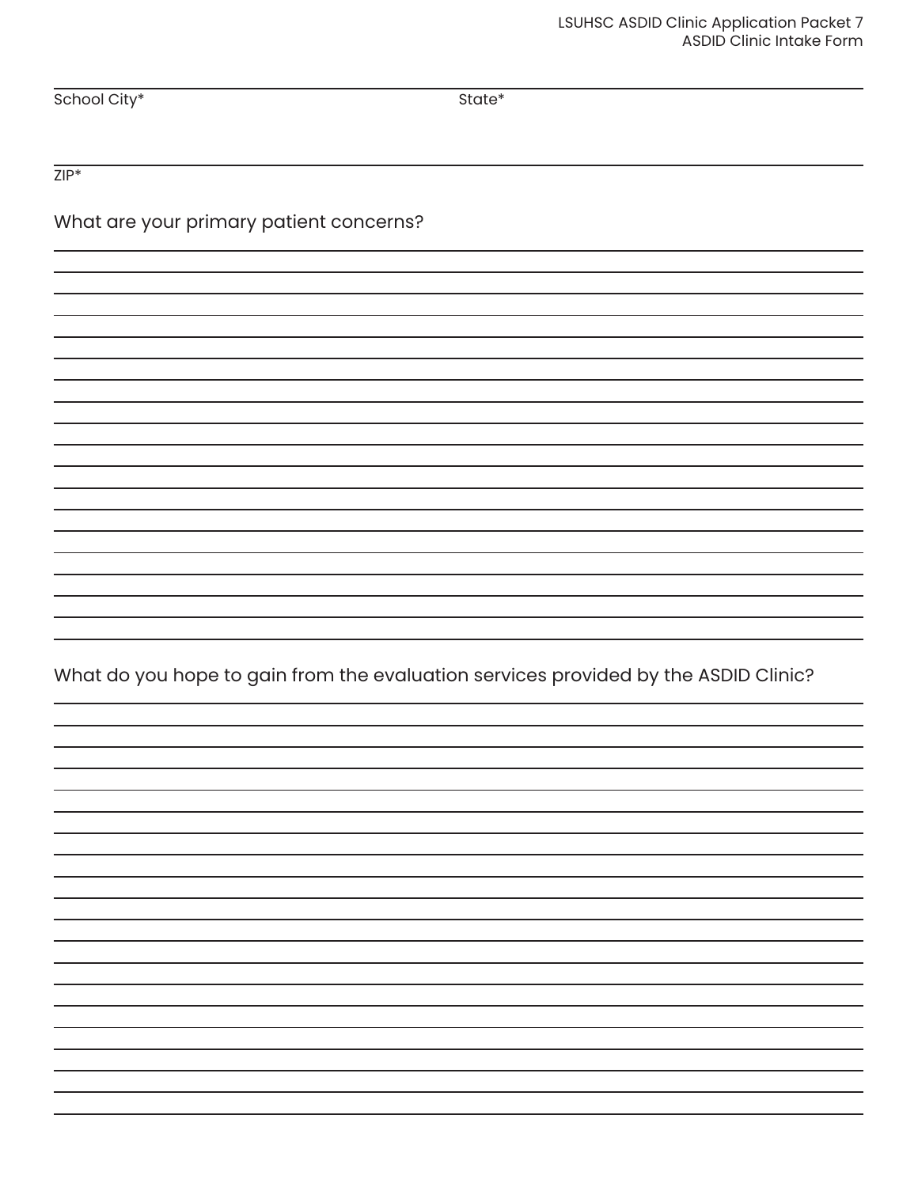School City* State*

ZIP*

What are your primary patient concerns?

What do you hope to gain from the evaluation services provided by the ASDID Clinic?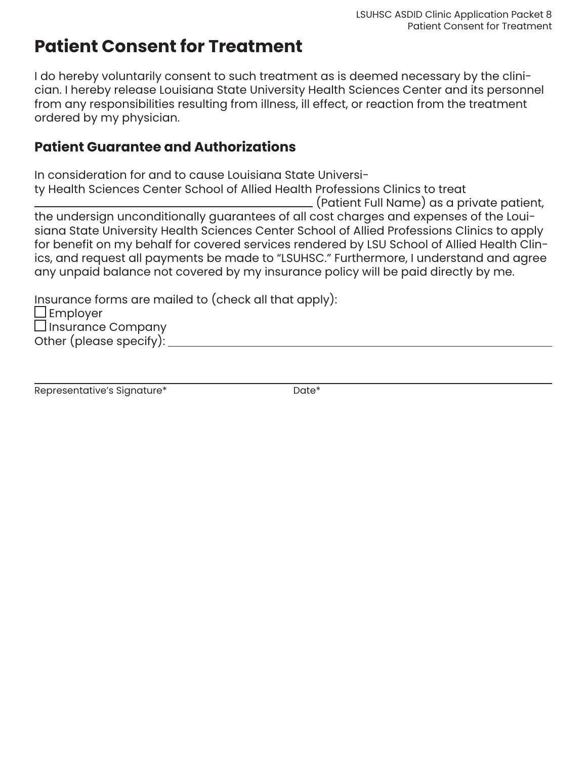# Patient Consent for Treatment

I do hereby voluntarily consent to such treatment as is deemed necessary by the clinician. I hereby release Louisiana State University Health Sciences Center and its personnel from any responsibilities resulting from illness, ill effect, or reaction from the treatment ordered by my physician.

## Patient Guarantee and Authorizations

In consideration for and to cause Louisiana State University Health Sciences Center School of Allied Health Professions Clinics to treat ______________________________ (Patient Full Name) as a private patient, the undersign unconditionally guarantees of all cost charges and expenses of the Louisiana State University Health Sciences Center School of Allied Professions Clinics to apply for benefit on my behalf for covered services rendered by LSU School of Allied Health Clinics, and request all payments be made to "LSUHSC." Furthermore, I understand and agree any unpaid balance not covered by my insurance policy will be paid directly by me.

Insurance forms are mailed to (check all that apply):

☐ Employer
☐ Insurance Company
Other (please specify): ______________________________

______________________________ ______________________________
Representative's Signature* Date*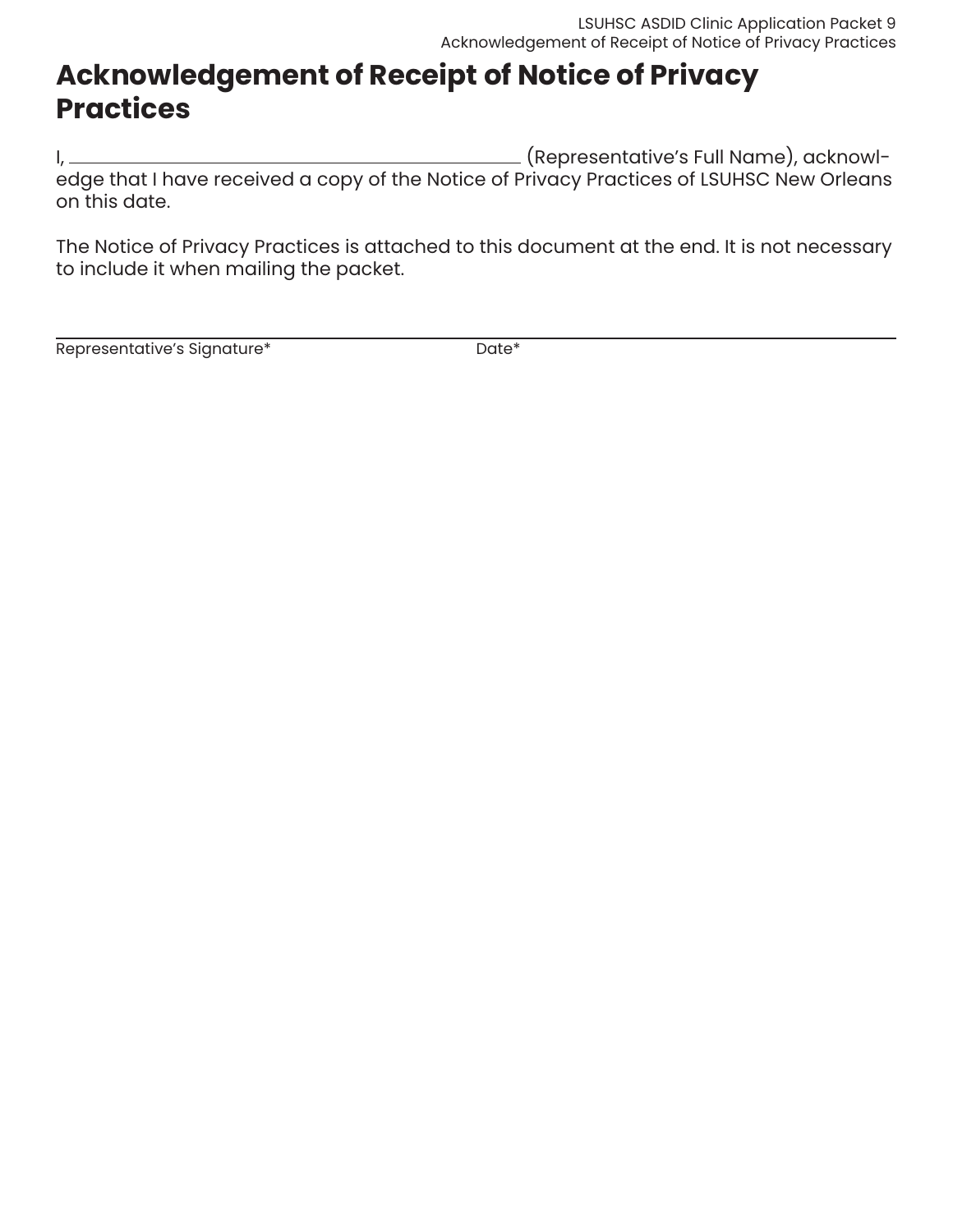# Acknowledgement of Receipt of Notice of Privacy Practices

I, ______________________________ (Representative's Full Name), acknowledge that I have received a copy of the Notice of Privacy Practices of LSUHSC New Orleans on this date.

The Notice of Privacy Practices is attached to this document at the end. It is not necessary to include it when mailing the packet.

______________________________ ______________________________

Representative's Signature* Date*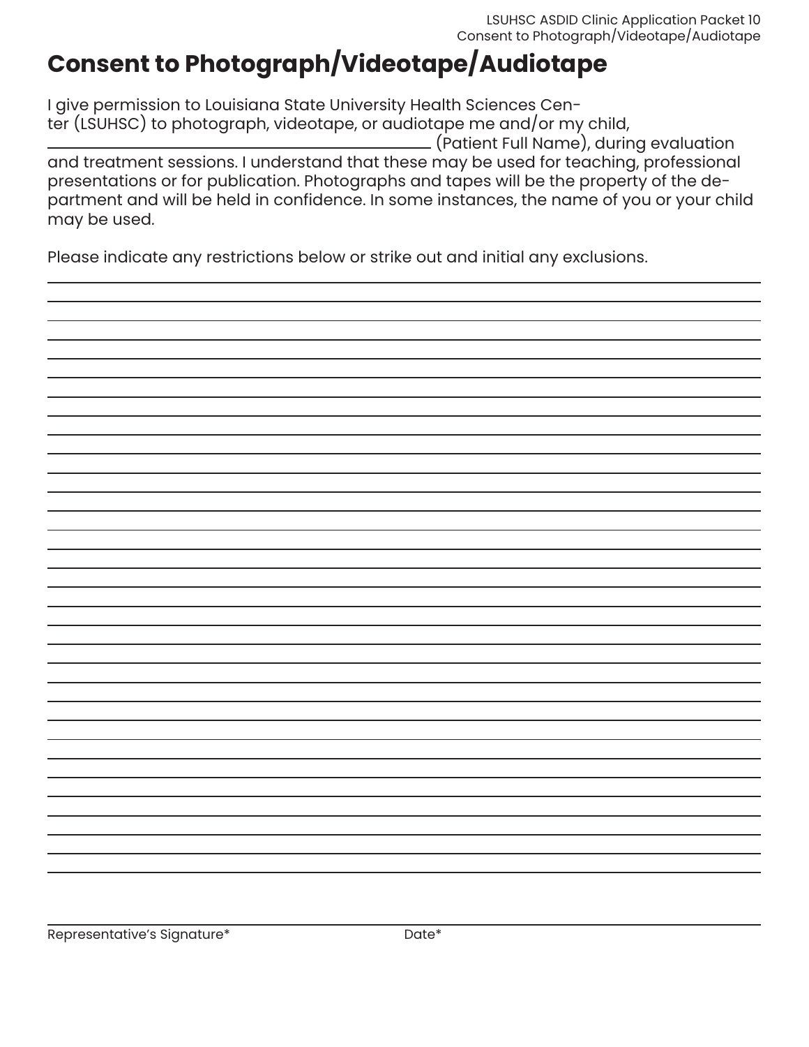# Consent to Photograph/Videotape/Audiotape

I give permission to Louisiana State University Health Sciences Center (LSUHSC) to photograph, videotape, or audiotape me and/or my child, _______________________________ (Patient Full Name), during evaluation and treatment sessions. I understand that these may be used for teaching, professional presentations or for publication. Photographs and tapes will be the property of the department and will be held in confidence. In some instances, the name of you or your child may be used.

Please indicate any restrictions below or strike out and initial any exclusions.

_______________________________________________________________________________

_______________________________________________________________________________

_______________________________________________________________________________

_______________________________________________________________________________

_______________________________________________________________________________

_______________________________________________________________________________

_______________________________________________________________________________

_______________________________________________________________________________

_______________________________________________________________________________

_______________________________________________________________________________

_______________________________________________________________________________

_______________________________________________________________________________

_______________________________________________________________________________

_______________________________________________________________________________

_______________________________________________________________________________

_______________________________________________________________________________

_______________________________________________________________________________

_______________________________________________________________________________

_______________________________________________________________________________

_______________________________________________________________________________

_______________________________________________________________________________

_______________________________________________________________________________

_______________________________________________________________________________

_______________________________________________________________________________

_______________________________________________________________________________

_______________________________________________________________________________

_______________________________________________________________________________

_______________________________________________________________________________

_______________________________________________________________________________

_______________________________________________________________________________

_______________________________________________________________________________

_______________________________________________________________________________

Representative's Signature* _______________________ Date* _______________________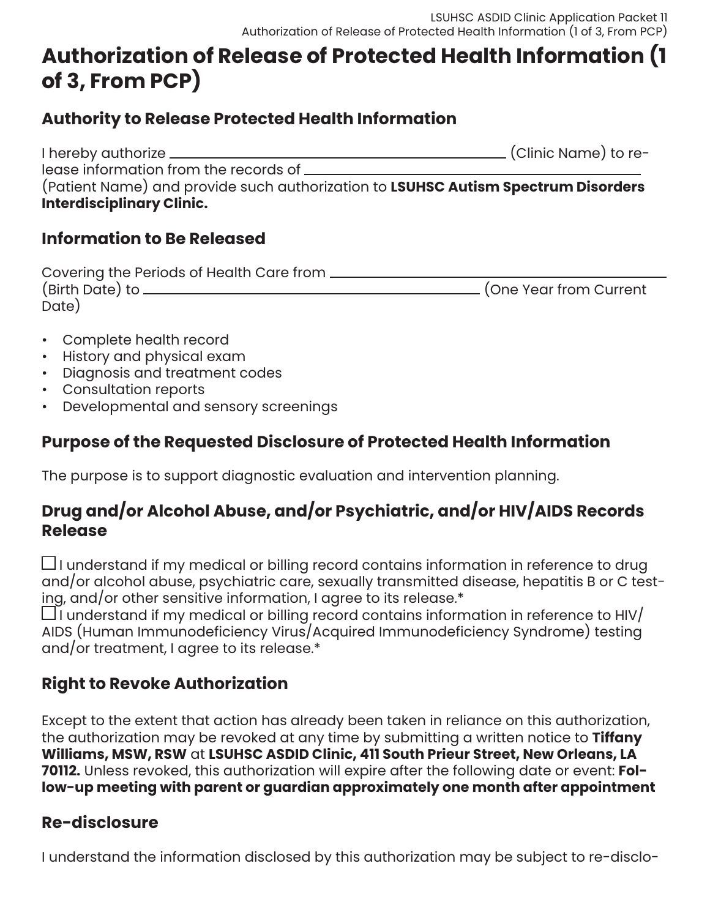# Authorization of Release of Protected Health Information (1 of 3, From PCP)

## Authority to Release Protected Health Information

I hereby authorize ______________________________ (Clinic Name) to release information from the records of ______________________________ (Patient Name) and provide such authorization to **LSUHSC Autism Spectrum Disorders Interdisciplinary Clinic.**

## Information to Be Released

Covering the Periods of Health Care from ______________________________ (Birth Date) to ______________________________ (One Year from Current Date)

- Complete health record
- History and physical exam
- Diagnosis and treatment codes
- Consultation reports
- Developmental and sensory screenings

## Purpose of the Requested Disclosure of Protected Health Information

The purpose is to support diagnostic evaluation and intervention planning.

## Drug and/or Alcohol Abuse, and/or Psychiatric, and/or HIV/AIDS Records Release

☐ I understand if my medical or billing record contains information in reference to drug and/or alcohol abuse, psychiatric care, sexually transmitted disease, hepatitis B or C testing, and/or other sensitive information, I agree to its release.*

☐ I understand if my medical or billing record contains information in reference to HIV/AIDS (Human Immunodeficiency Virus/Acquired Immunodeficiency Syndrome) testing and/or treatment, I agree to its release.*

## Right to Revoke Authorization

Except to the extent that action has already been taken in reliance on this authorization, the authorization may be revoked at any time by submitting a written notice to **Tiffany Williams, MSW, RSW** at **LSUHSC ASDID Clinic, 411 South Prieur Street, New Orleans, LA 70112.** Unless revoked, this authorization will expire after the following date or event: **Follow-up meeting with parent or guardian approximately one month after appointment**

## Re-disclosure

I understand the information disclosed by this authorization may be subject to re-disclo-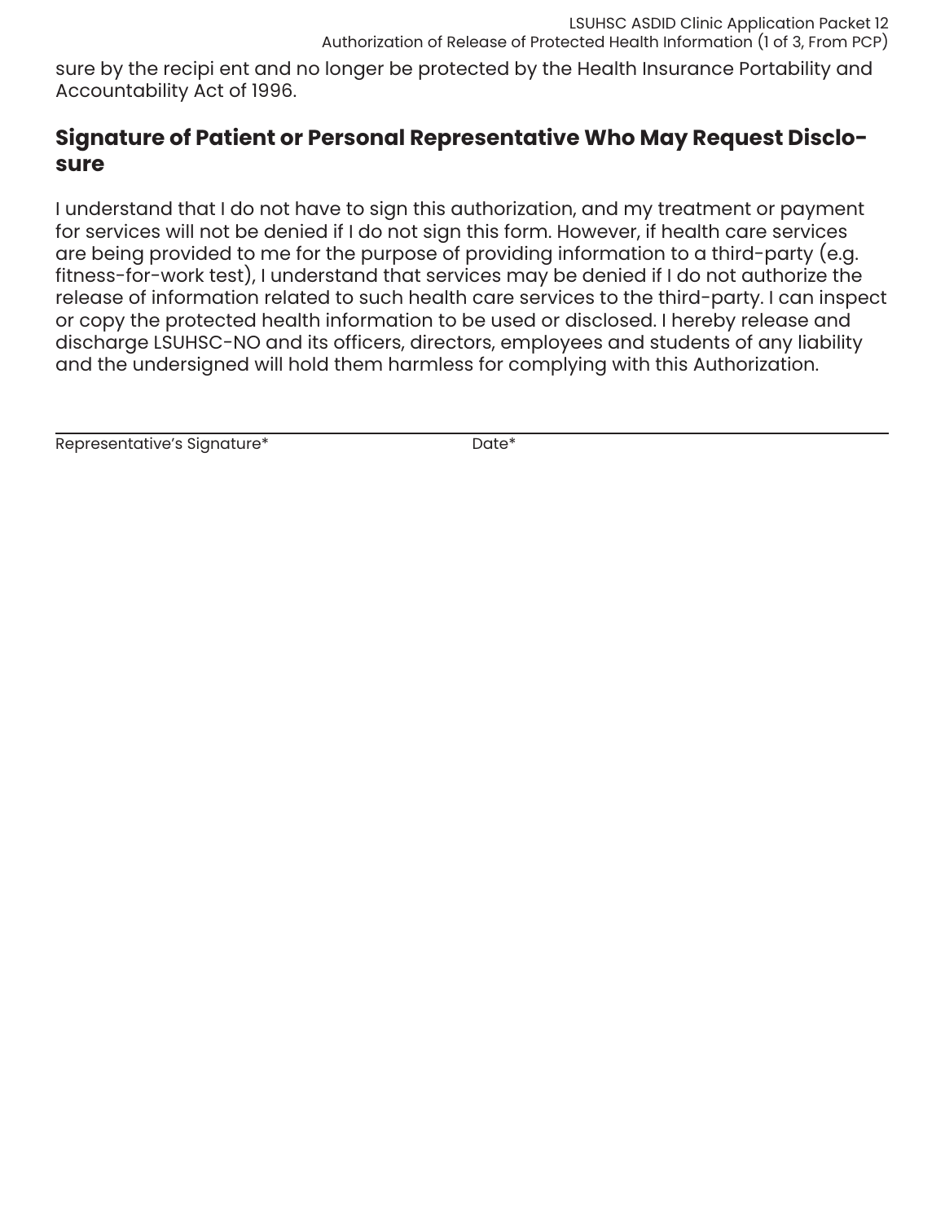sure by the recipi ent and no longer be protected by the Health Insurance Portability and Accountability Act of 1996.

## Signature of Patient or Personal Representative Who May Request Disclosure

I understand that I do not have to sign this authorization, and my treatment or payment for services will not be denied if I do not sign this form. However, if health care services are being provided to me for the purpose of providing information to a third-party (e.g. fitness-for-work test), I understand that services may be denied if I do not authorize the release of information related to such health care services to the third-party. I can inspect or copy the protected health information to be used or disclosed. I hereby release and discharge LSUHSC-NO and its officers, directors, employees and students of any liability and the undersigned will hold them harmless for complying with this Authorization.

Representative's Signature* Date*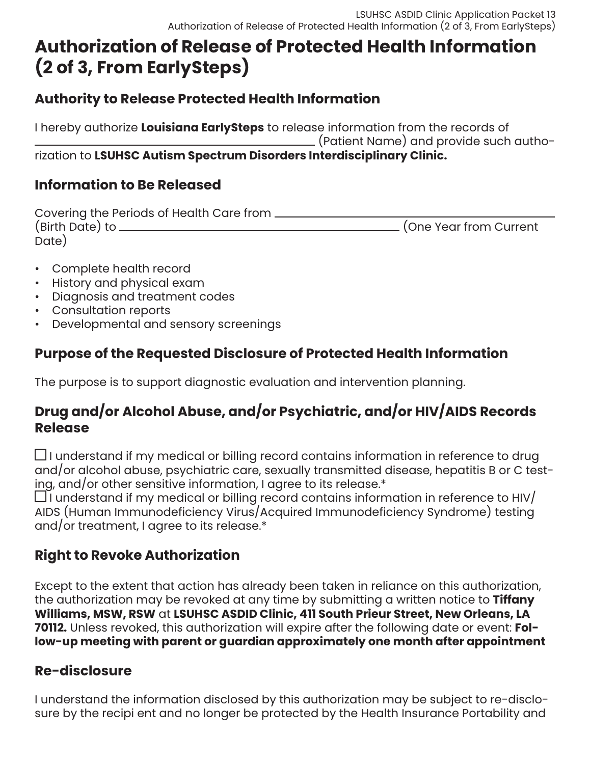# Authorization of Release of Protected Health Information (2 of 3, From EarlySteps)

## Authority to Release Protected Health Information

I hereby authorize **Louisiana EarlySteps** to release information from the records of \_\_\_\_\_\_\_\_\_\_\_\_\_\_\_\_\_\_\_\_\_\_\_\_\_\_\_\_\_\_\_\_\_\_\_\_ (Patient Name) and provide such authorization to **LSUHSC Autism Spectrum Disorders Interdisciplinary Clinic.**

## Information to Be Released

Covering the Periods of Health Care from \_\_\_\_\_\_\_\_\_\_\_\_\_\_\_\_\_\_\_\_\_\_\_\_\_\_\_\_\_\_\_\_\_\_\_\_ (Birth Date) to \_\_\_\_\_\_\_\_\_\_\_\_\_\_\_\_\_\_\_\_\_\_\_\_\_\_\_\_\_\_\_\_\_\_\_\_ (One Year from Current Date)

- Complete health record
- History and physical exam
- Diagnosis and treatment codes
- Consultation reports
- Developmental and sensory screenings

## Purpose of the Requested Disclosure of Protected Health Information

The purpose is to support diagnostic evaluation and intervention planning.

## Drug and/or Alcohol Abuse, and/or Psychiatric, and/or HIV/AIDS Records Release

☐ I understand if my medical or billing record contains information in reference to drug and/or alcohol abuse, psychiatric care, sexually transmitted disease, hepatitis B or C testing, and/or other sensitive information, I agree to its release.*

☐ I understand if my medical or billing record contains information in reference to HIV/AIDS (Human Immunodeficiency Virus/Acquired Immunodeficiency Syndrome) testing and/or treatment, I agree to its release.*

## Right to Revoke Authorization

Except to the extent that action has already been taken in reliance on this authorization, the authorization may be revoked at any time by submitting a written notice to **Tiffany Williams, MSW, RSW** at **LSUHSC ASDID Clinic, 411 South Prieur Street, New Orleans, LA 70112.** Unless revoked, this authorization will expire after the following date or event: **Follow-up meeting with parent or guardian approximately one month after appointment**

## Re-disclosure

I understand the information disclosed by this authorization may be subject to re-disclosure by the recipi ent and no longer be protected by the Health Insurance Portability and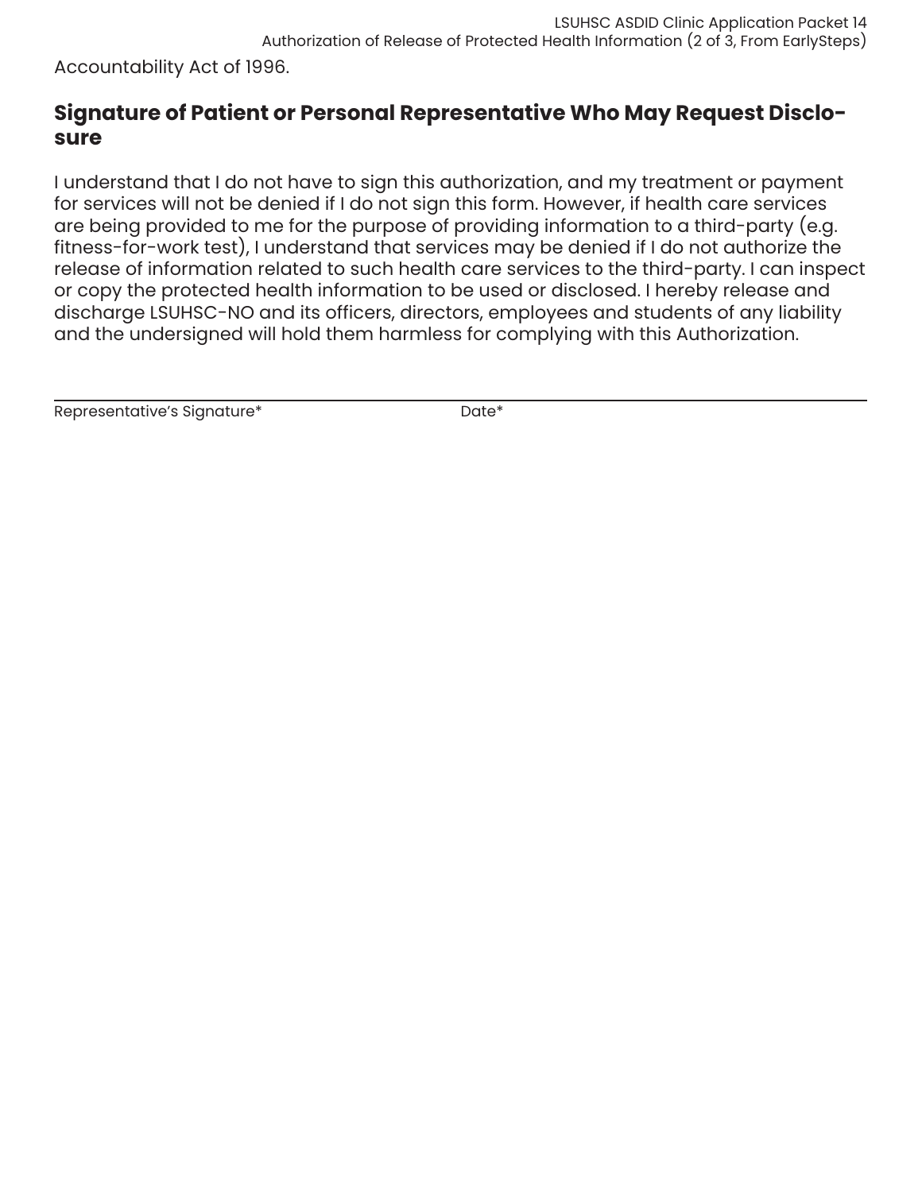Accountability Act of 1996.

## Signature of Patient or Personal Representative Who May Request Disclosure

I understand that I do not have to sign this authorization, and my treatment or payment for services will not be denied if I do not sign this form. However, if health care services are being provided to me for the purpose of providing information to a third-party (e.g. fitness-for-work test), I understand that services may be denied if I do not authorize the release of information related to such health care services to the third-party. I can inspect or copy the protected health information to be used or disclosed. I hereby release and discharge LSUHSC-NO and its officers, directors, employees and students of any liability and the undersigned will hold them harmless for complying with this Authorization.

| Representative's Signature* | Date* |
| --- | --- |
| | |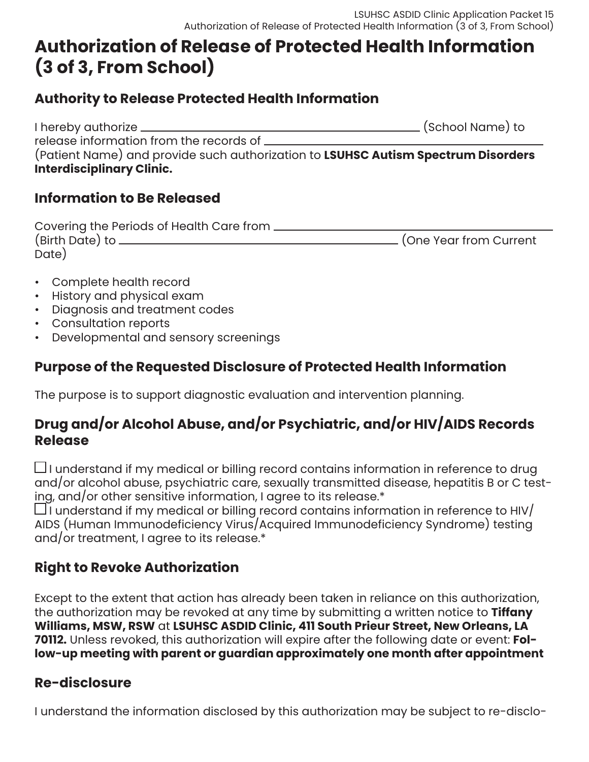# Authorization of Release of Protected Health Information (3 of 3, From School)

## Authority to Release Protected Health Information

I hereby authorize ______________________________ (School Name) to release information from the records of ______________________________ (Patient Name) and provide such authorization to **LSUHSC Autism Spectrum Disorders Interdisciplinary Clinic.**

## Information to Be Released

Covering the Periods of Health Care from ______________________________ (Birth Date) to ______________________________ (One Year from Current Date)

- Complete health record
- History and physical exam
- Diagnosis and treatment codes
- Consultation reports
- Developmental and sensory screenings

## Purpose of the Requested Disclosure of Protected Health Information

The purpose is to support diagnostic evaluation and intervention planning.

## Drug and/or Alcohol Abuse, and/or Psychiatric, and/or HIV/AIDS Records Release

☐ I understand if my medical or billing record contains information in reference to drug and/or alcohol abuse, psychiatric care, sexually transmitted disease, hepatitis B or C testing, and/or other sensitive information, I agree to its release.*

☐ I understand if my medical or billing record contains information in reference to HIV/AIDS (Human Immunodeficiency Virus/Acquired Immunodeficiency Syndrome) testing and/or treatment, I agree to its release.*

## Right to Revoke Authorization

Except to the extent that action has already been taken in reliance on this authorization, the authorization may be revoked at any time by submitting a written notice to **Tiffany Williams, MSW, RSW** at **LSUHSC ASDID Clinic, 411 South Prieur Street, New Orleans, LA 70112.** Unless revoked, this authorization will expire after the following date or event: **Follow-up meeting with parent or guardian approximately one month after appointment**

## Re-disclosure

I understand the information disclosed by this authorization may be subject to re-disclo-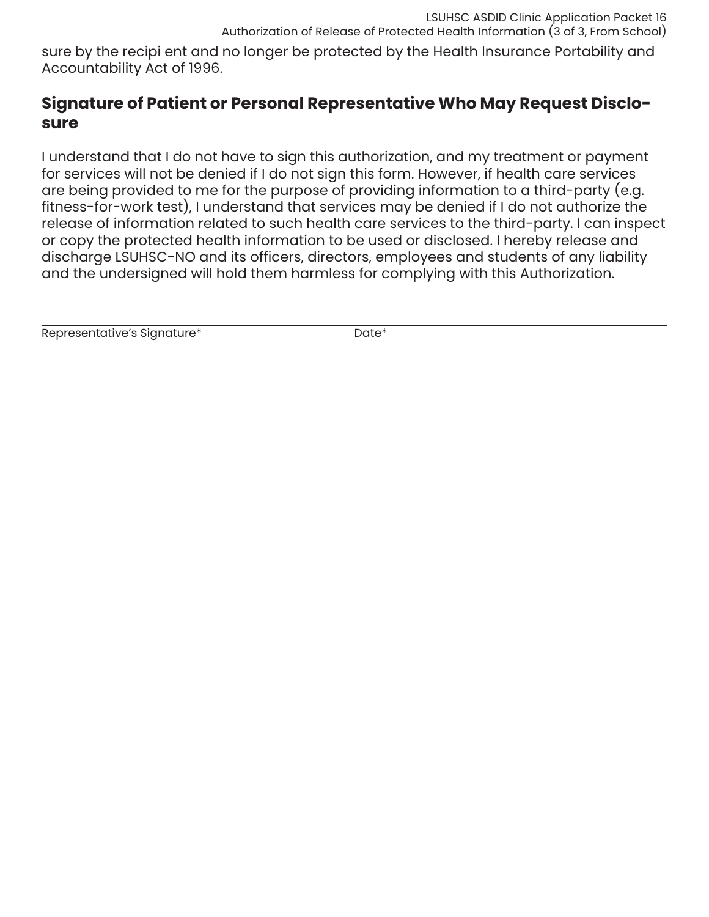sure by the recipi ent and no longer be protected by the Health Insurance Portability and Accountability Act of 1996.

## Signature of Patient or Personal Representative Who May Request Disclosure

I understand that I do not have to sign this authorization, and my treatment or payment for services will not be denied if I do not sign this form. However, if health care services are being provided to me for the purpose of providing information to a third-party (e.g. fitness-for-work test), I understand that services may be denied if I do not authorize the release of information related to such health care services to the third-party. I can inspect or copy the protected health information to be used or disclosed. I hereby release and discharge LSUHSC-NO and its officers, directors, employees and students of any liability and the undersigned will hold them harmless for complying with this Authorization.

Representative's Signature* Date*